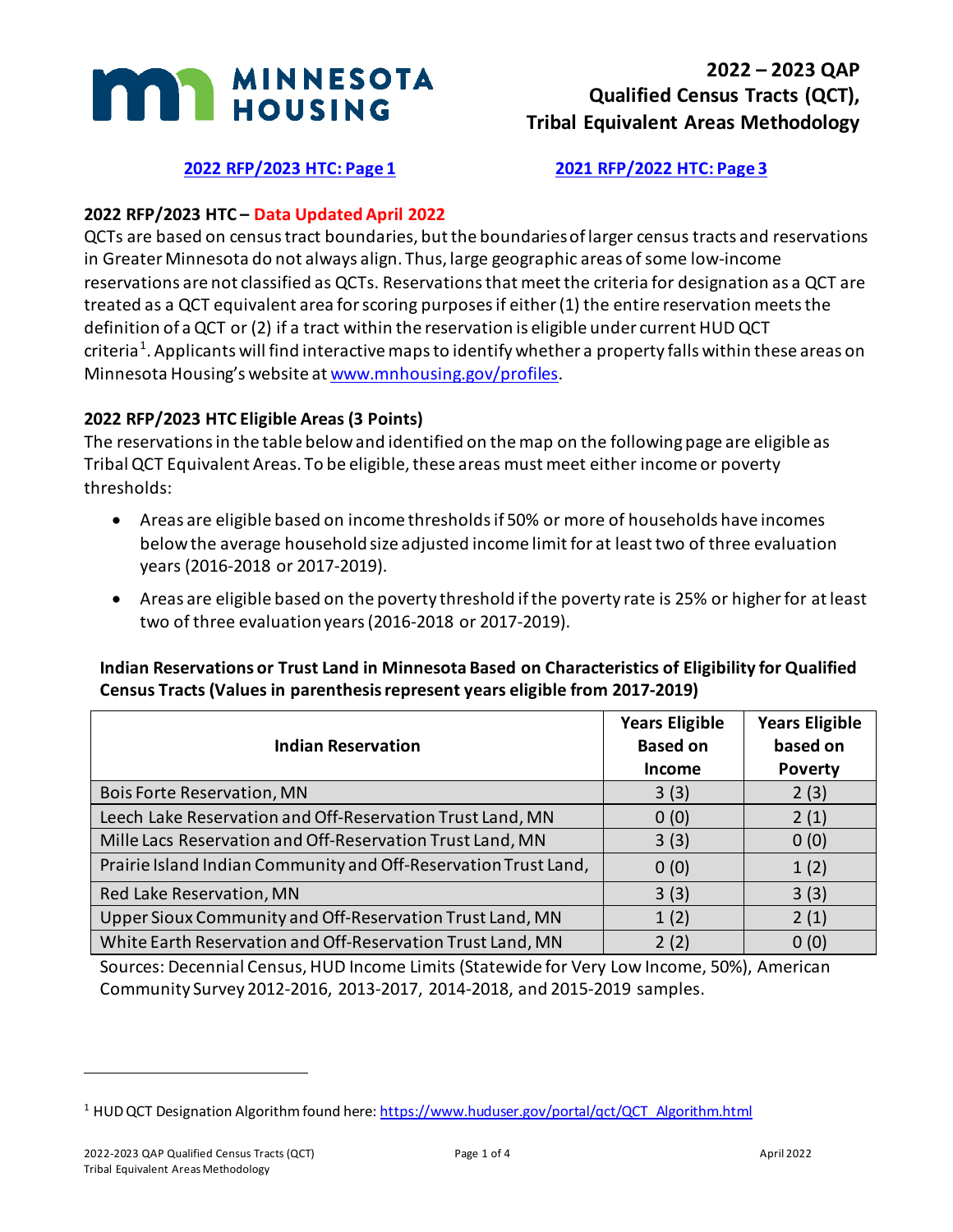# 2022 – 2023 QAP Qualified Census Tracts (QCT), Tribal Equivalent Areas Methodology

[2022 RFP/2023 HTC: Page 1](#) [2021 RFP/2022 HTC: Page 3](#)

## 2022 RFP/2023 HTC – Data Updated April 2022

QCTs are based on census tract boundaries, but the boundaries of larger census tracts and reservations in Greater Minnesota do not always align. Thus, large geographic areas of some low-income reservations are not classified as QCTs. Reservations that meet the criteria for designation as a QCT are treated as a QCT equivalent area for scoring purposes if either (1) the entire reservation meets the definition of a QCT or (2) if a tract within the reservation is eligible under current HUD QCT criteria[1]. Applicants will find interactive maps to identify whether a property falls within these areas on Minnesota Housing's website at www.mnhousing.gov/profiles.

## 2022 RFP/2023 HTC Eligible Areas (3 Points)

The reservations in the table below and identified on the map on the following page are eligible as Tribal QCT Equivalent Areas. To be eligible, these areas must meet either income or poverty thresholds:

- Areas are eligible based on income thresholds if 50% or more of households have incomes below the average household size adjusted income limit for at least two of three evaluation years (2016-2018 or 2017-2019).
- Areas are eligible based on the poverty threshold if the poverty rate is 25% or higher for at least two of three evaluation years (2016-2018 or 2017-2019).

**Indian Reservations or Trust Land in Minnesota Based on Characteristics of Eligibility for Qualified Census Tracts (Values in parenthesis represent years eligible from 2017-2019)**

| Indian Reservation | Years Eligible Based on Income | Years Eligible based on Poverty |
|---|---|---|
| Bois Forte Reservation, MN | 3 (3) | 2 (3) |
| Leech Lake Reservation and Off-Reservation Trust Land, MN | 0 (0) | 2 (1) |
| Mille Lacs Reservation and Off-Reservation Trust Land, MN | 3 (3) | 0 (0) |
| Prairie Island Indian Community and Off-Reservation Trust Land, | 0 (0) | 1 (2) |
| Red Lake Reservation, MN | 3 (3) | 3 (3) |
| Upper Sioux Community and Off-Reservation Trust Land, MN | 1 (2) | 2 (1) |
| White Earth Reservation and Off-Reservation Trust Land, MN | 2 (2) | 0 (0) |

Sources: Decennial Census, HUD Income Limits (Statewide for Very Low Income, 50%), American Community Survey 2012-2016, 2013-2017, 2014-2018, and 2015-2019 samples.

---

[1] HUD QCT Designation Algorithm found here: https://www.huduser.gov/portal/qct/QCT_Algorithm.html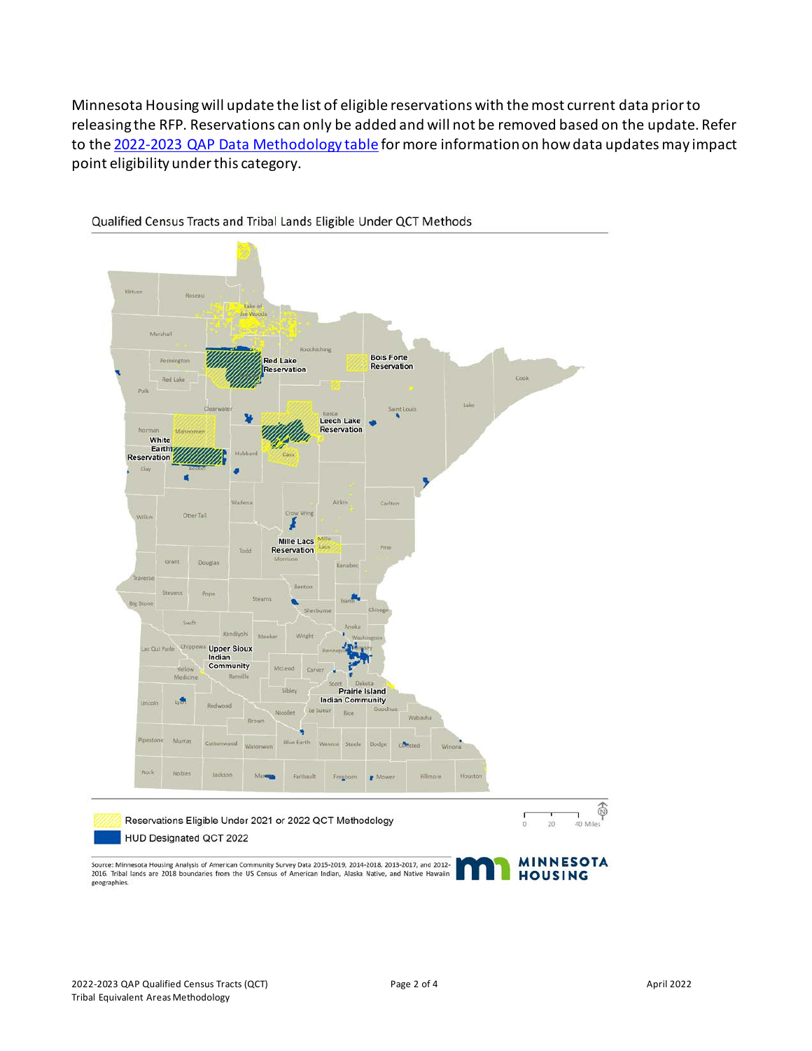Minnesota Housing will update the list of eligible reservations with the most current data prior to releasing the RFP. Reservations can only be added and will not be removed based on the update. Refer to the [2022-2023 QAP Data Methodology table](#) for more information on how data updates may impact point eligibility under this category.

Qualified Census Tracts and Tribal Lands Eligible Under QCT Methods

Reservations Eligible Under 2021 or 2022 QCT Methodology

HUD Designated QCT 2022

Source: Minnesota Housing Analysis of American Community Survey Data 2015-2019, 2014-2018, 2013-2017, and 2012-2016. Tribal lands are 2018 boundaries from the US Census of American Indian, Alaska Native, and Native Hawaiin geographies.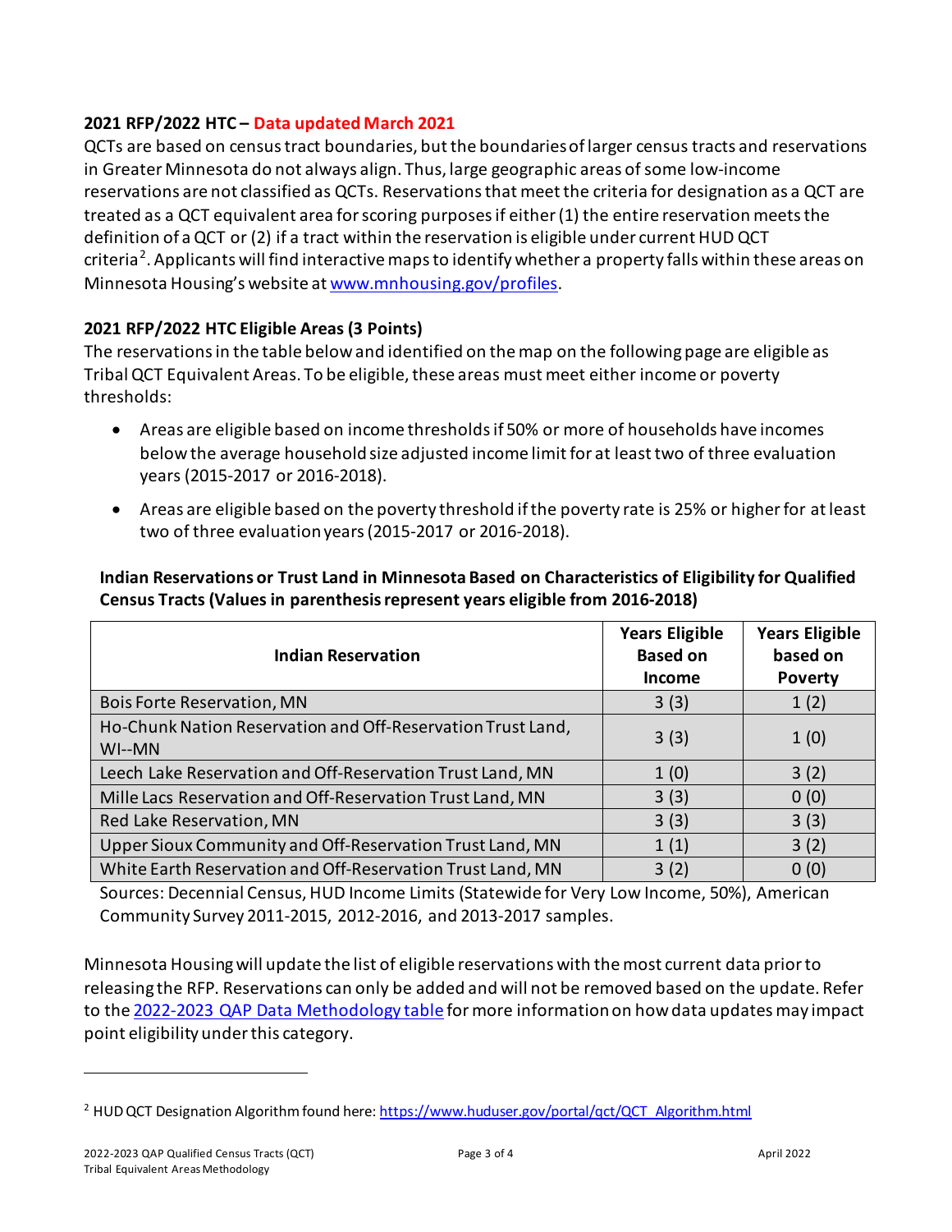**2021 RFP/2022 HTC – Data updated March 2021**

QCTs are based on census tract boundaries, but the boundaries of larger census tracts and reservations in Greater Minnesota do not always align. Thus, large geographic areas of some low-income reservations are not classified as QCTs. Reservations that meet the criteria for designation as a QCT are treated as a QCT equivalent area for scoring purposes if either (1) the entire reservation meets the definition of a QCT or (2) if a tract within the reservation is eligible under current HUD QCT criteria[2]. Applicants will find interactive maps to identify whether a property falls within these areas on Minnesota Housing's website at www.mnhousing.gov/profiles.

**2021 RFP/2022 HTC Eligible Areas (3 Points)**

The reservations in the table below and identified on the map on the following page are eligible as Tribal QCT Equivalent Areas. To be eligible, these areas must meet either income or poverty thresholds:

- Areas are eligible based on income thresholds if 50% or more of households have incomes below the average household size adjusted income limit for at least two of three evaluation years (2015-2017 or 2016-2018).
- Areas are eligible based on the poverty threshold if the poverty rate is 25% or higher for at least two of three evaluation years (2015-2017 or 2016-2018).

**Indian Reservations or Trust Land in Minnesota Based on Characteristics of Eligibility for Qualified Census Tracts (Values in parenthesis represent years eligible from 2016-2018)**

| Indian Reservation | Years Eligible Based on Income | Years Eligible based on Poverty |
|---|---|---|
| Bois Forte Reservation, MN | 3 (3) | 1 (2) |
| Ho-Chunk Nation Reservation and Off-Reservation Trust Land, WI--MN | 3 (3) | 1 (0) |
| Leech Lake Reservation and Off-Reservation Trust Land, MN | 1 (0) | 3 (2) |
| Mille Lacs Reservation and Off-Reservation Trust Land, MN | 3 (3) | 0 (0) |
| Red Lake Reservation, MN | 3 (3) | 3 (3) |
| Upper Sioux Community and Off-Reservation Trust Land, MN | 1 (1) | 3 (2) |
| White Earth Reservation and Off-Reservation Trust Land, MN | 3 (2) | 0 (0) |

Sources: Decennial Census, HUD Income Limits (Statewide for Very Low Income, 50%), American Community Survey 2011-2015, 2012-2016, and 2013-2017 samples.

Minnesota Housing will update the list of eligible reservations with the most current data prior to releasing the RFP. Reservations can only be added and will not be removed based on the update. Refer to the 2022-2023 QAP Data Methodology table for more information on how data updates may impact point eligibility under this category.

[2] HUD QCT Designation Algorithm found here: https://www.huduser.gov/portal/qct/QCT_Algorithm.html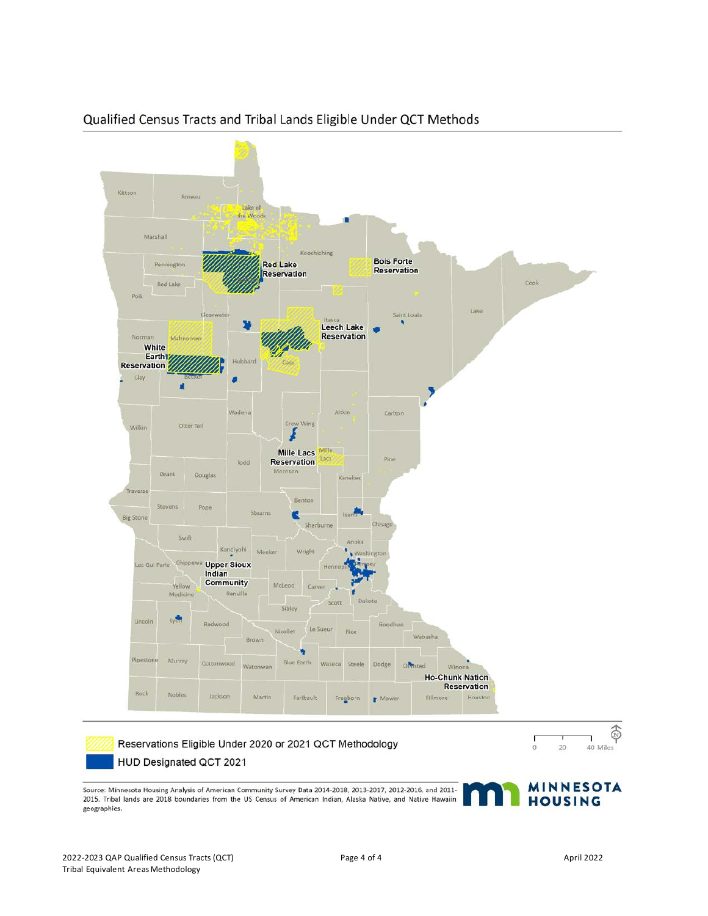## Qualified Census Tracts and Tribal Lands Eligible Under QCT Methods

Kittson
Roseau
Lake of the Woods
Marshall
Koochiching
Pennington
Red Lake Reservation
Bois Forte Reservation
Red Lake
Cook
Polk
Clearwater
Lake
Saint Louis
Itasca
Leech Lake Reservation
Norman
Mahnomen
White Earth Reservation
Hubbard
Cass
Clay
Becker
Wadena
Aitkin
Carlton
Wilkin
Otter Tail
Crow Wing
Mille Lacs Reservation
Mille Lacs
Todd
Pine
Morrison
Kanabec
Grant
Douglas
Traverse
Benton
Stevens
Pope
Stearns
Isanti
Big Stone
Sherburne
Chisago
Swift
Anoka
Kandiyohi
Meeker
Wright
Washington
Lac Qui Parle
Chippewa
Upper Sioux Indian Community
Hennepin
Ramsey
Yellow Medicine
Renville
McLeod
Carver
Scott
Dakota
Sibley
Lincoln
Lyon
Redwood
Goodhue
Le Sueur
Rice
Nicollet
Wabasha
Brown
Pipestone
Murray
Cottonwood
Watonwan
Blue Earth
Waseca
Steele
Dodge
Olmsted
Winona
Ho-Chunk Nation Reservation
Rock
Nobles
Jackson
Martin
Faribault
Freeborn
Mower
Fillmore
Houston

Reservations Eligible Under 2020 or 2021 QCT Methodology

HUD Designated QCT 2021

0 20 40 Miles

Source: Minnesota Housing Analysis of American Community Survey Data 2014-2018, 2013-2017, 2012-2016, and 2011-2015. Tribal lands are 2018 boundaries from the US Census of American Indian, Alaska Native, and Native Hawaiin geographies.

MINNESOTA HOUSING